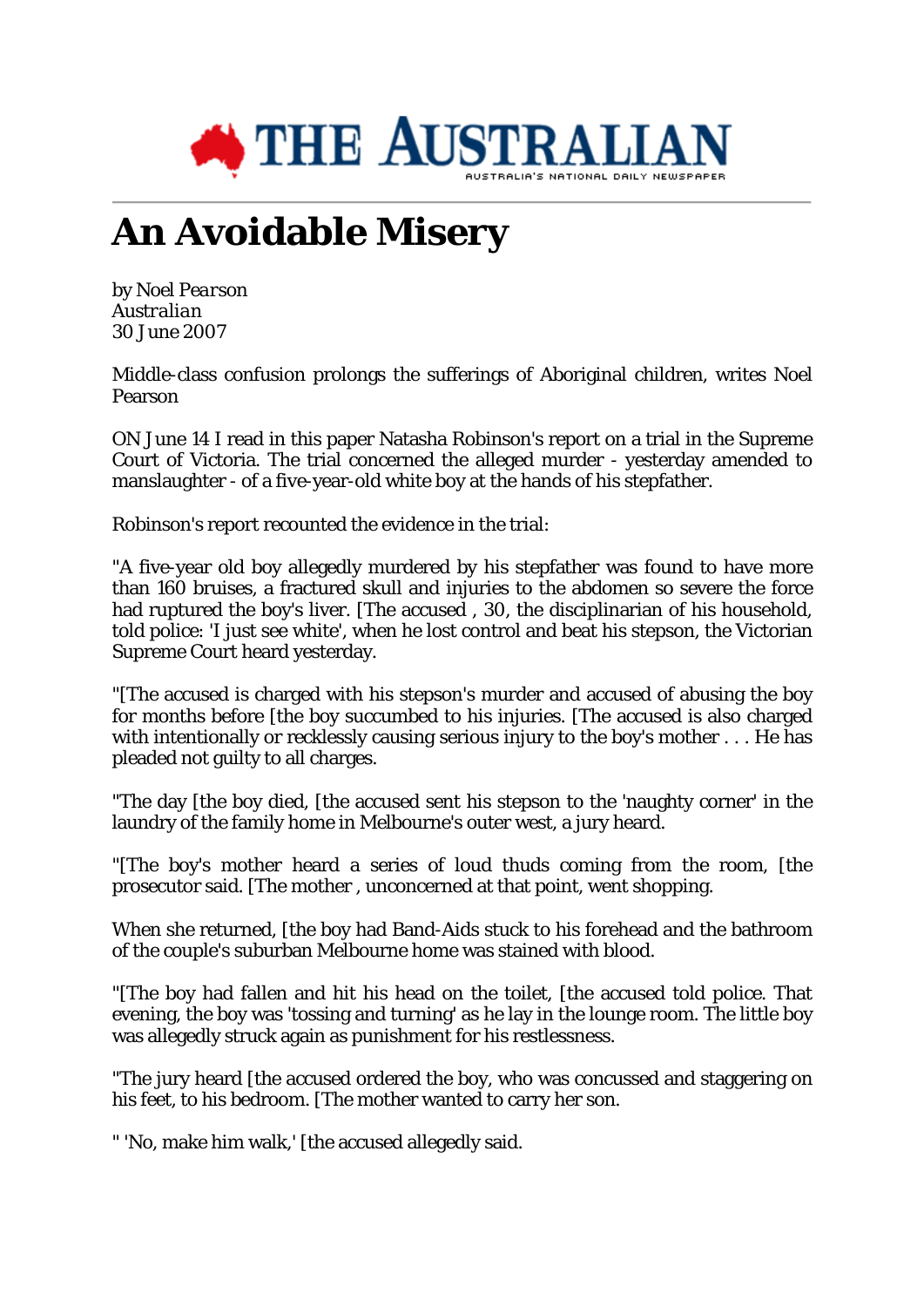# An Avoidable Misery

by Noel Pearson
*Australian*
30 June 2007

Middle-class confusion prolongs the sufferings of Aboriginal children, writes Noel Pearson

ON June 14 I read in this paper Natasha Robinson's report on a trial in the Supreme Court of Victoria. The trial concerned the alleged murder - yesterday amended to manslaughter - of a five-year-old white boy at the hands of his stepfather.

Robinson's report recounted the evidence in the trial:

"A five-year old boy allegedly murdered by his stepfather was found to have more than 160 bruises, a fractured skull and injuries to the abdomen so severe the force had ruptured the boy's liver. [The accused , 30, the disciplinarian of his household, told police: 'I just see white', when he lost control and beat his stepson, the Victorian Supreme Court heard yesterday.

"[The accused is charged with his stepson's murder and accused of abusing the boy for months before [the boy succumbed to his injuries. [The accused is also charged with intentionally or recklessly causing serious injury to the boy's mother . . . He has pleaded not guilty to all charges.

"The day [the boy died, [the accused sent his stepson to the 'naughty corner' in the laundry of the family home in Melbourne's outer west, a jury heard.

"[The boy's mother heard a series of loud thuds coming from the room, [the prosecutor said. [The mother , unconcerned at that point, went shopping.

When she returned, [the boy had Band-Aids stuck to his forehead and the bathroom of the couple's suburban Melbourne home was stained with blood.

"[The boy had fallen and hit his head on the toilet, [the accused told police. That evening, the boy was 'tossing and turning' as he lay in the lounge room. The little boy was allegedly struck again as punishment for his restlessness.

"The jury heard [the accused ordered the boy, who was concussed and staggering on his feet, to his bedroom. [The mother wanted to carry her son.

" 'No, make him walk,' [the accused allegedly said.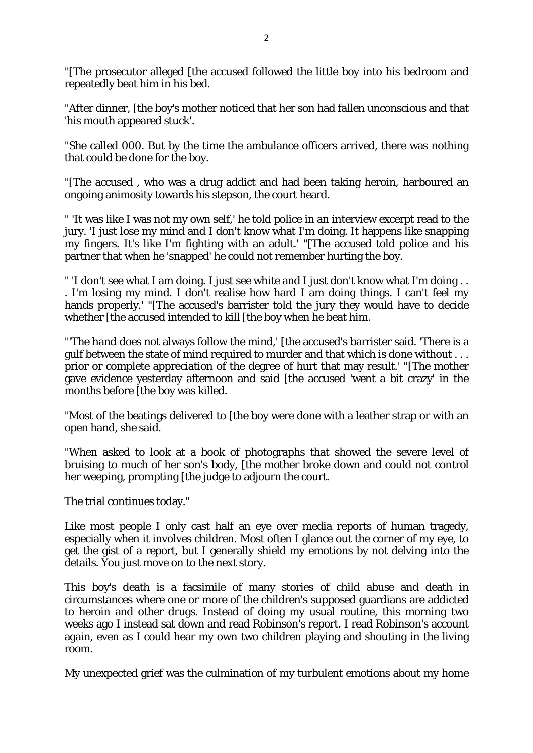"[The prosecutor alleged [the accused followed the little boy into his bedroom and repeatedly beat him in his bed.

"After dinner, [the boy's mother noticed that her son had fallen unconscious and that 'his mouth appeared stuck'.

"She called 000. But by the time the ambulance officers arrived, there was nothing that could be done for the boy.

"[The accused , who was a drug addict and had been taking heroin, harboured an ongoing animosity towards his stepson, the court heard.

" 'It was like I was not my own self,' he told police in an interview excerpt read to the jury. 'I just lose my mind and I don't know what I'm doing. It happens like snapping my fingers. It's like I'm fighting with an adult.' "[The accused told police and his partner that when he 'snapped' he could not remember hurting the boy.

" 'I don't see what I am doing. I just see white and I just don't know what I'm doing . . . I'm losing my mind. I don't realise how hard I am doing things. I can't feel my hands properly.' "[The accused's barrister told the jury they would have to decide whether [the accused intended to kill [the boy when he beat him.

"'The hand does not always follow the mind,' [the accused's barrister said. 'There is a gulf between the state of mind required to murder and that which is done without . . . prior or complete appreciation of the degree of hurt that may result.' "[The mother gave evidence yesterday afternoon and said [the accused 'went a bit crazy' in the months before [the boy was killed.

"Most of the beatings delivered to [the boy were done with a leather strap or with an open hand, she said.

"When asked to look at a book of photographs that showed the severe level of bruising to much of her son's body, [the mother broke down and could not control her weeping, prompting [the judge to adjourn the court.

The trial continues today."

Like most people I only cast half an eye over media reports of human tragedy, especially when it involves children. Most often I glance out the corner of my eye, to get the gist of a report, but I generally shield my emotions by not delving into the details. You just move on to the next story.

This boy's death is a facsimile of many stories of child abuse and death in circumstances where one or more of the children's supposed guardians are addicted to heroin and other drugs. Instead of doing my usual routine, this morning two weeks ago I instead sat down and read Robinson's report. I read Robinson's account again, even as I could hear my own two children playing and shouting in the living room.

My unexpected grief was the culmination of my turbulent emotions about my home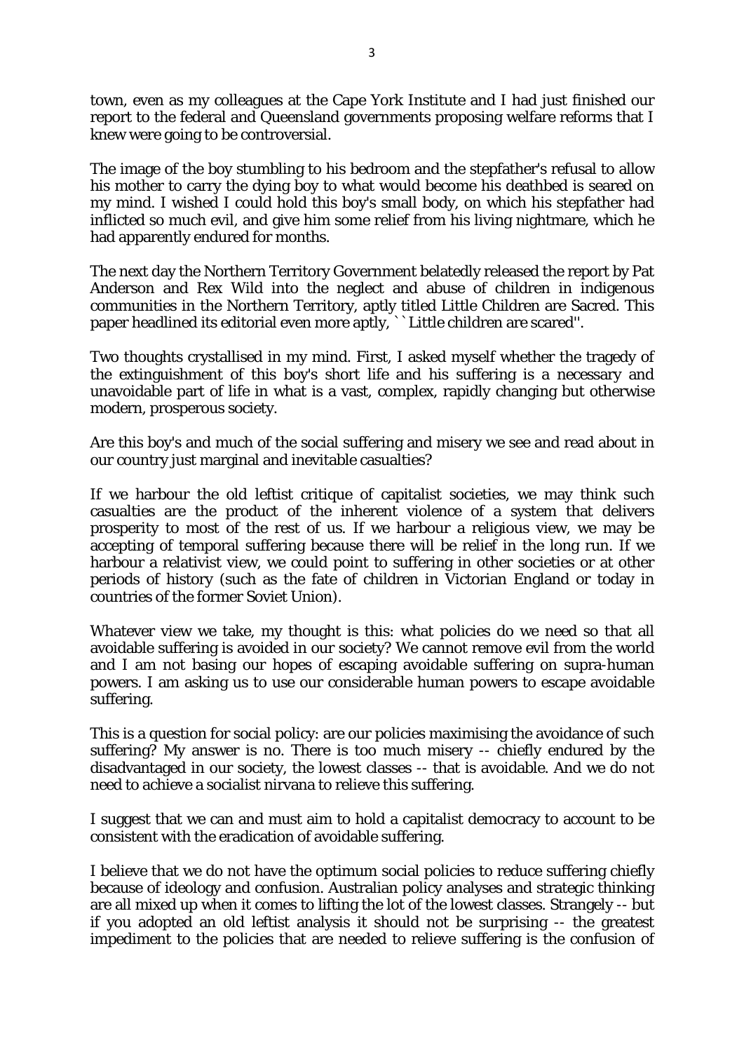town, even as my colleagues at the Cape York Institute and I had just finished our report to the federal and Queensland governments proposing welfare reforms that I knew were going to be controversial.

The image of the boy stumbling to his bedroom and the stepfather's refusal to allow his mother to carry the dying boy to what would become his deathbed is seared on my mind. I wished I could hold this boy's small body, on which his stepfather had inflicted so much evil, and give him some relief from his living nightmare, which he had apparently endured for months.

The next day the Northern Territory Government belatedly released the report by Pat Anderson and Rex Wild into the neglect and abuse of children in indigenous communities in the Northern Territory, aptly titled Little Children are Sacred. This paper headlined its editorial even more aptly, ``Little children are scared''.

Two thoughts crystallised in my mind. First, I asked myself whether the tragedy of the extinguishment of this boy's short life and his suffering is a necessary and unavoidable part of life in what is a vast, complex, rapidly changing but otherwise modern, prosperous society.

Are this boy's and much of the social suffering and misery we see and read about in our country just marginal and inevitable casualties?

If we harbour the old leftist critique of capitalist societies, we may think such casualties are the product of the inherent violence of a system that delivers prosperity to most of the rest of us. If we harbour a religious view, we may be accepting of temporal suffering because there will be relief in the long run. If we harbour a relativist view, we could point to suffering in other societies or at other periods of history (such as the fate of children in Victorian England or today in countries of the former Soviet Union).

Whatever view we take, my thought is this: what policies do we need so that all avoidable suffering is avoided in our society? We cannot remove evil from the world and I am not basing our hopes of escaping avoidable suffering on supra-human powers. I am asking us to use our considerable human powers to escape avoidable suffering.

This is a question for social policy: are our policies maximising the avoidance of such suffering? My answer is no. There is too much misery -- chiefly endured by the disadvantaged in our society, the lowest classes -- that is avoidable. And we do not need to achieve a socialist nirvana to relieve this suffering.

I suggest that we can and must aim to hold a capitalist democracy to account to be consistent with the eradication of avoidable suffering.

I believe that we do not have the optimum social policies to reduce suffering chiefly because of ideology and confusion. Australian policy analyses and strategic thinking are all mixed up when it comes to lifting the lot of the lowest classes. Strangely -- but if you adopted an old leftist analysis it should not be surprising -- the greatest impediment to the policies that are needed to relieve suffering is the confusion of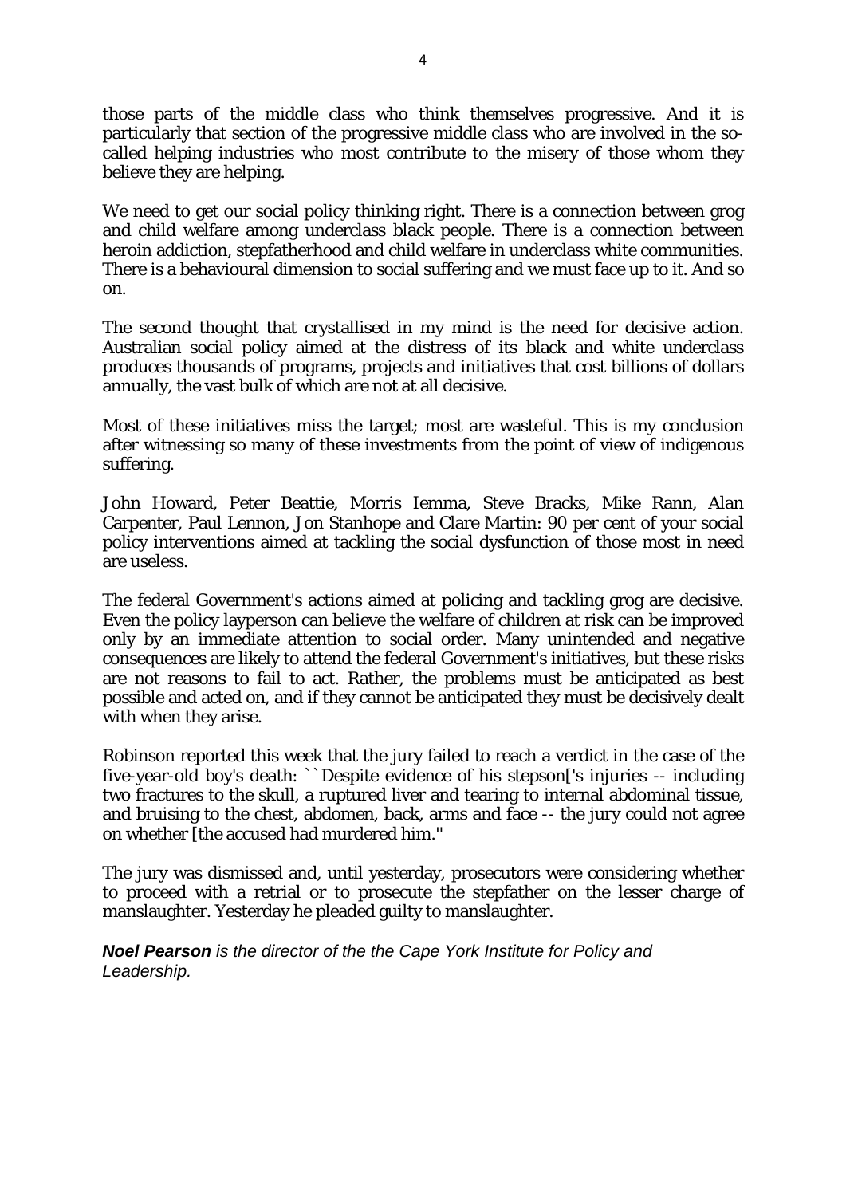those parts of the middle class who think themselves progressive. And it is particularly that section of the progressive middle class who are involved in the so-called helping industries who most contribute to the misery of those whom they believe they are helping.

We need to get our social policy thinking right. There is a connection between grog and child welfare among underclass black people. There is a connection between heroin addiction, stepfatherhood and child welfare in underclass white communities. There is a behavioural dimension to social suffering and we must face up to it. And so on.

The second thought that crystallised in my mind is the need for decisive action. Australian social policy aimed at the distress of its black and white underclass produces thousands of programs, projects and initiatives that cost billions of dollars annually, the vast bulk of which are not at all decisive.

Most of these initiatives miss the target; most are wasteful. This is my conclusion after witnessing so many of these investments from the point of view of indigenous suffering.

John Howard, Peter Beattie, Morris Iemma, Steve Bracks, Mike Rann, Alan Carpenter, Paul Lennon, Jon Stanhope and Clare Martin: 90 per cent of your social policy interventions aimed at tackling the social dysfunction of those most in need are useless.

The federal Government's actions aimed at policing and tackling grog are decisive. Even the policy layperson can believe the welfare of children at risk can be improved only by an immediate attention to social order. Many unintended and negative consequences are likely to attend the federal Government's initiatives, but these risks are not reasons to fail to act. Rather, the problems must be anticipated as best possible and acted on, and if they cannot be anticipated they must be decisively dealt with when they arise.

Robinson reported this week that the jury failed to reach a verdict in the case of the five-year-old boy's death: ``Despite evidence of his stepson['s injuries -- including two fractures to the skull, a ruptured liver and tearing to internal abdominal tissue, and bruising to the chest, abdomen, back, arms and face -- the jury could not agree on whether [the accused had murdered him.''

The jury was dismissed and, until yesterday, prosecutors were considering whether to proceed with a retrial or to prosecute the stepfather on the lesser charge of manslaughter. Yesterday he pleaded guilty to manslaughter.

***Noel Pearson*** *is the director of the the Cape York Institute for Policy and Leadership.*